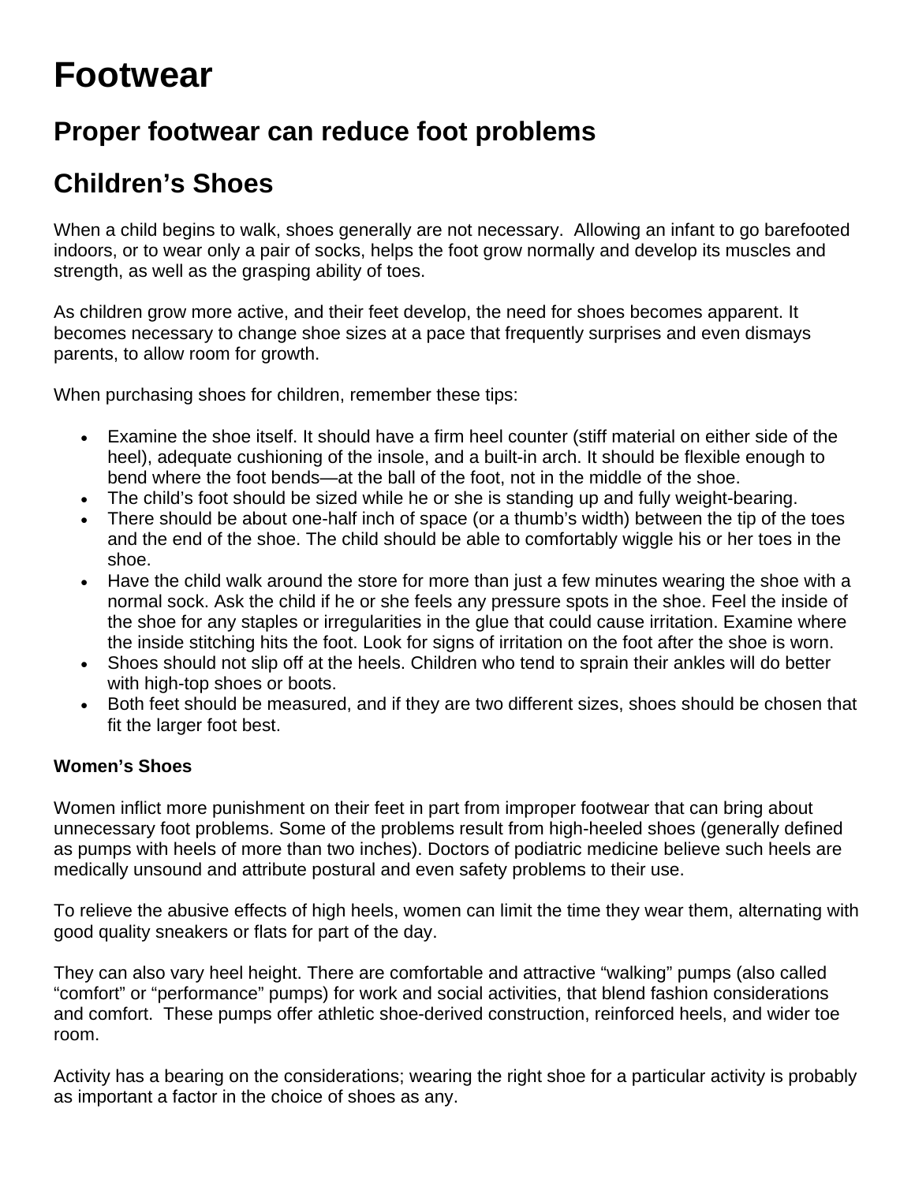# Footwear

## Proper footwear can reduce foot problems

## Children's Shoes

When a child begins to walk, shoes generally are not necessary.  Allowing an infant to go barefooted indoors, or to wear only a pair of socks, helps the foot grow normally and develop its muscles and strength, as well as the grasping ability of toes.

As children grow more active, and their feet develop, the need for shoes becomes apparent. It becomes necessary to change shoe sizes at a pace that frequently surprises and even dismays parents, to allow room for growth.

When purchasing shoes for children, remember these tips:

- Examine the shoe itself. It should have a firm heel counter (stiff material on either side of the heel), adequate cushioning of the insole, and a built-in arch. It should be flexible enough to bend where the foot bends—at the ball of the foot, not in the middle of the shoe.
- The child's foot should be sized while he or she is standing up and fully weight-bearing.
- There should be about one-half inch of space (or a thumb's width) between the tip of the toes and the end of the shoe. The child should be able to comfortably wiggle his or her toes in the shoe.
- Have the child walk around the store for more than just a few minutes wearing the shoe with a normal sock. Ask the child if he or she feels any pressure spots in the shoe. Feel the inside of the shoe for any staples or irregularities in the glue that could cause irritation. Examine where the inside stitching hits the foot. Look for signs of irritation on the foot after the shoe is worn.
- Shoes should not slip off at the heels. Children who tend to sprain their ankles will do better with high-top shoes or boots.
- Both feet should be measured, and if they are two different sizes, shoes should be chosen that fit the larger foot best.

**Women's Shoes**

Women inflict more punishment on their feet in part from improper footwear that can bring about unnecessary foot problems. Some of the problems result from high-heeled shoes (generally defined as pumps with heels of more than two inches). Doctors of podiatric medicine believe such heels are medically unsound and attribute postural and even safety problems to their use.

To relieve the abusive effects of high heels, women can limit the time they wear them, alternating with good quality sneakers or flats for part of the day.

They can also vary heel height. There are comfortable and attractive "walking" pumps (also called "comfort" or "performance" pumps) for work and social activities, that blend fashion considerations and comfort.  These pumps offer athletic shoe-derived construction, reinforced heels, and wider toe room.

Activity has a bearing on the considerations; wearing the right shoe for a particular activity is probably as important a factor in the choice of shoes as any.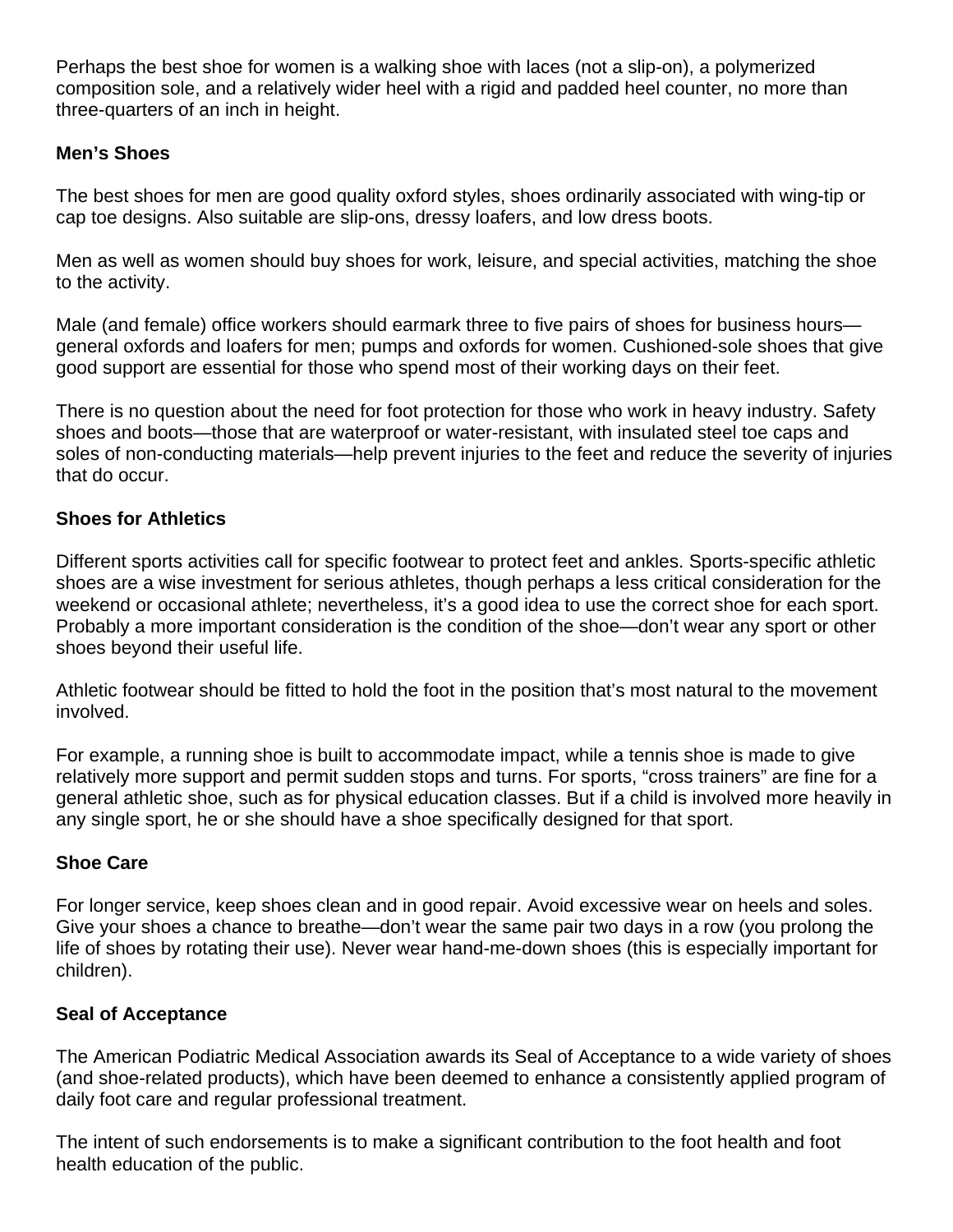Perhaps the best shoe for women is a walking shoe with laces (not a slip-on), a polymerized composition sole, and a relatively wider heel with a rigid and padded heel counter, no more than three-quarters of an inch in height.

**Men's Shoes**

The best shoes for men are good quality oxford styles, shoes ordinarily associated with wing-tip or cap toe designs. Also suitable are slip-ons, dressy loafers, and low dress boots.

Men as well as women should buy shoes for work, leisure, and special activities, matching the shoe to the activity.

Male (and female) office workers should earmark three to five pairs of shoes for business hours—general oxfords and loafers for men; pumps and oxfords for women. Cushioned-sole shoes that give good support are essential for those who spend most of their working days on their feet.

There is no question about the need for foot protection for those who work in heavy industry. Safety shoes and boots—those that are waterproof or water-resistant, with insulated steel toe caps and soles of non-conducting materials—help prevent injuries to the feet and reduce the severity of injuries that do occur.

**Shoes for Athletics**

Different sports activities call for specific footwear to protect feet and ankles. Sports-specific athletic shoes are a wise investment for serious athletes, though perhaps a less critical consideration for the weekend or occasional athlete; nevertheless, it's a good idea to use the correct shoe for each sport. Probably a more important consideration is the condition of the shoe—don't wear any sport or other shoes beyond their useful life.

Athletic footwear should be fitted to hold the foot in the position that's most natural to the movement involved.

For example, a running shoe is built to accommodate impact, while a tennis shoe is made to give relatively more support and permit sudden stops and turns. For sports, "cross trainers" are fine for a general athletic shoe, such as for physical education classes. But if a child is involved more heavily in any single sport, he or she should have a shoe specifically designed for that sport.

**Shoe Care**

For longer service, keep shoes clean and in good repair. Avoid excessive wear on heels and soles. Give your shoes a chance to breathe—don't wear the same pair two days in a row (you prolong the life of shoes by rotating their use). Never wear hand-me-down shoes (this is especially important for children).

**Seal of Acceptance**

The American Podiatric Medical Association awards its Seal of Acceptance to a wide variety of shoes (and shoe-related products), which have been deemed to enhance a consistently applied program of daily foot care and regular professional treatment.

The intent of such endorsements is to make a significant contribution to the foot health and foot health education of the public.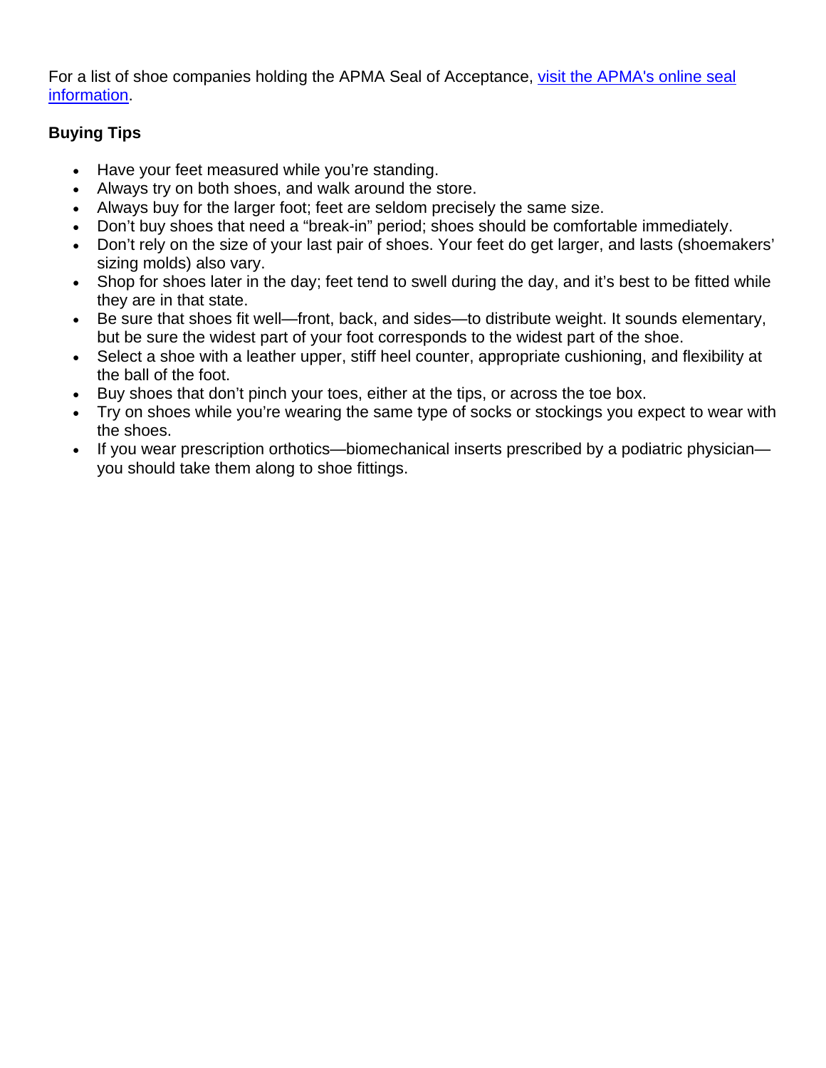For a list of shoe companies holding the APMA Seal of Acceptance, [visit the APMA's online seal information](#).

**Buying Tips**

- Have your feet measured while you're standing.
- Always try on both shoes, and walk around the store.
- Always buy for the larger foot; feet are seldom precisely the same size.
- Don't buy shoes that need a "break-in" period; shoes should be comfortable immediately.
- Don't rely on the size of your last pair of shoes. Your feet do get larger, and lasts (shoemakers' sizing molds) also vary.
- Shop for shoes later in the day; feet tend to swell during the day, and it's best to be fitted while they are in that state.
- Be sure that shoes fit well—front, back, and sides—to distribute weight. It sounds elementary, but be sure the widest part of your foot corresponds to the widest part of the shoe.
- Select a shoe with a leather upper, stiff heel counter, appropriate cushioning, and flexibility at the ball of the foot.
- Buy shoes that don't pinch your toes, either at the tips, or across the toe box.
- Try on shoes while you're wearing the same type of socks or stockings you expect to wear with the shoes.
- If you wear prescription orthotics—biomechanical inserts prescribed by a podiatric physician—you should take them along to shoe fittings.